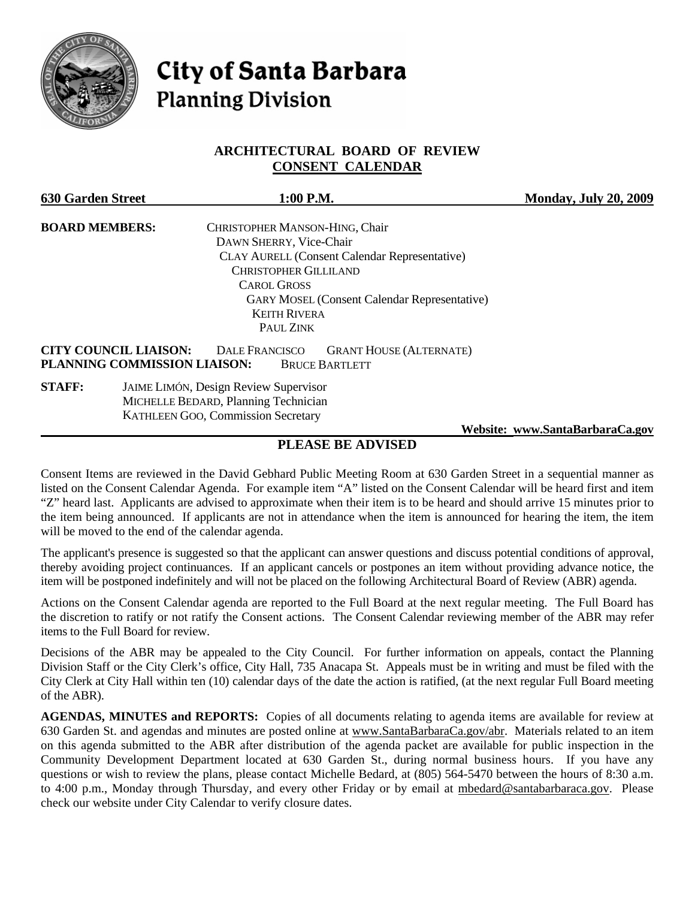# City of Santa Barbara
## Planning Division

### ARCHITECTURAL BOARD OF REVIEW
### CONSENT CALENDAR

**630 Garden Street** **1:00 P.M.** **Monday, July 20, 2009**

**BOARD MEMBERS:**
CHRISTOPHER MANSON-HING, Chair
DAWN SHERRY, Vice-Chair
CLAY AURELL (Consent Calendar Representative)
CHRISTOPHER GILLILAND
CAROL GROSS
GARY MOSEL (Consent Calendar Representative)
KEITH RIVERA
PAUL ZINK

**CITY COUNCIL LIAISON:** DALE FRANCISCO GRANT HOUSE (ALTERNATE)
**PLANNING COMMISSION LIAISON:** BRUCE BARTLETT

**STAFF:**
JAIME LIMÓN, Design Review Supervisor
MICHELLE BEDARD, Planning Technician
KATHLEEN GOO, Commission Secretary

**Website: www.SantaBarbaraCa.gov**

## PLEASE BE ADVISED

Consent Items are reviewed in the David Gebhard Public Meeting Room at 630 Garden Street in a sequential manner as listed on the Consent Calendar Agenda. For example item "A" listed on the Consent Calendar will be heard first and item "Z" heard last. Applicants are advised to approximate when their item is to be heard and should arrive 15 minutes prior to the item being announced. If applicants are not in attendance when the item is announced for hearing the item, the item will be moved to the end of the calendar agenda.

The applicant's presence is suggested so that the applicant can answer questions and discuss potential conditions of approval, thereby avoiding project continuances. If an applicant cancels or postpones an item without providing advance notice, the item will be postponed indefinitely and will not be placed on the following Architectural Board of Review (ABR) agenda.

Actions on the Consent Calendar agenda are reported to the Full Board at the next regular meeting. The Full Board has the discretion to ratify or not ratify the Consent actions. The Consent Calendar reviewing member of the ABR may refer items to the Full Board for review.

Decisions of the ABR may be appealed to the City Council. For further information on appeals, contact the Planning Division Staff or the City Clerk's office, City Hall, 735 Anacapa St. Appeals must be in writing and must be filed with the City Clerk at City Hall within ten (10) calendar days of the date the action is ratified, (at the next regular Full Board meeting of the ABR).

**AGENDAS, MINUTES and REPORTS:** Copies of all documents relating to agenda items are available for review at 630 Garden St. and agendas and minutes are posted online at www.SantaBarbaraCa.gov/abr. Materials related to an item on this agenda submitted to the ABR after distribution of the agenda packet are available for public inspection in the Community Development Department located at 630 Garden St., during normal business hours. If you have any questions or wish to review the plans, please contact Michelle Bedard, at (805) 564-5470 between the hours of 8:30 a.m. to 4:00 p.m., Monday through Thursday, and every other Friday or by email at mbedard@santabarbaraca.gov. Please check our website under City Calendar to verify closure dates.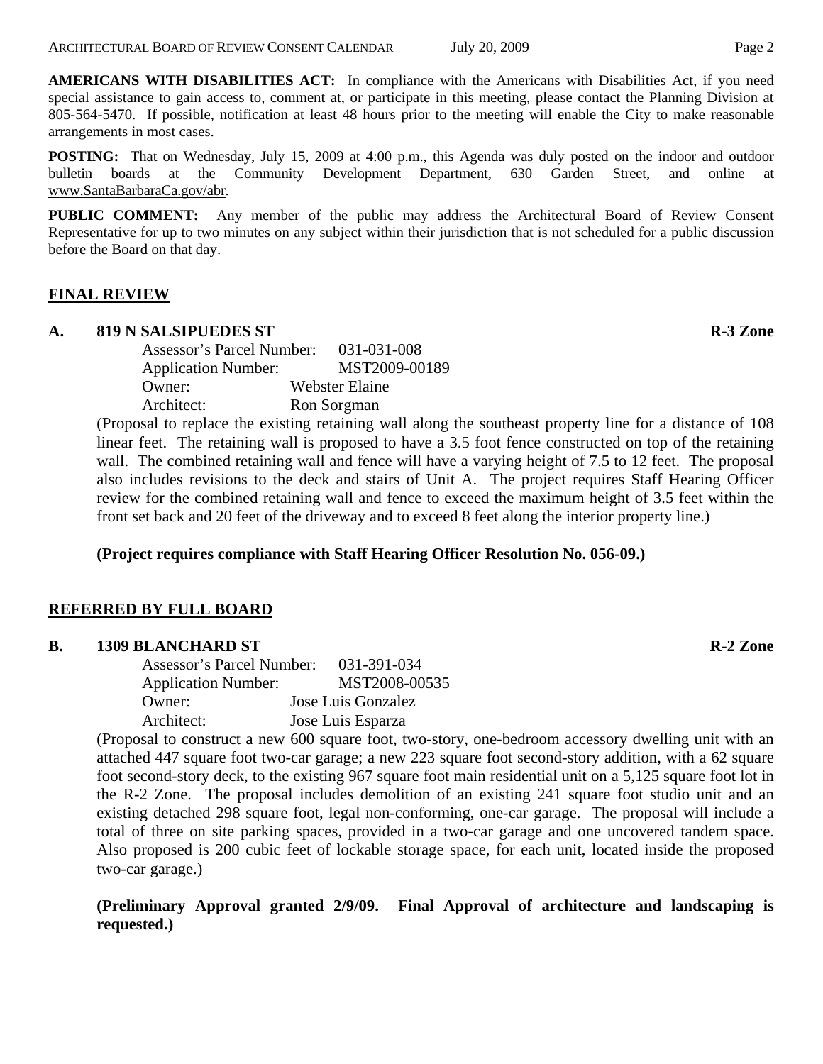**AMERICANS WITH DISABILITIES ACT:** In compliance with the Americans with Disabilities Act, if you need special assistance to gain access to, comment at, or participate in this meeting, please contact the Planning Division at 805-564-5470. If possible, notification at least 48 hours prior to the meeting will enable the City to make reasonable arrangements in most cases.

**POSTING:** That on Wednesday, July 15, 2009 at 4:00 p.m., this Agenda was duly posted on the indoor and outdoor bulletin boards at the Community Development Department, 630 Garden Street, and online at www.SantaBarbaraCa.gov/abr.

**PUBLIC COMMENT:** Any member of the public may address the Architectural Board of Review Consent Representative for up to two minutes on any subject within their jurisdiction that is not scheduled for a public discussion before the Board on that day.

## FINAL REVIEW

### A. 819 N SALSIPUEDES ST — R-3 Zone

Assessor's Parcel Number: 031-031-008
Application Number: MST2009-00189
Owner: Webster Elaine
Architect: Ron Sorgman

(Proposal to replace the existing retaining wall along the southeast property line for a distance of 108 linear feet. The retaining wall is proposed to have a 3.5 foot fence constructed on top of the retaining wall. The combined retaining wall and fence will have a varying height of 7.5 to 12 feet. The proposal also includes revisions to the deck and stairs of Unit A. The project requires Staff Hearing Officer review for the combined retaining wall and fence to exceed the maximum height of 3.5 feet within the front set back and 20 feet of the driveway and to exceed 8 feet along the interior property line.)

**(Project requires compliance with Staff Hearing Officer Resolution No. 056-09.)**

## REFERRED BY FULL BOARD

### B. 1309 BLANCHARD ST — R-2 Zone

Assessor's Parcel Number: 031-391-034
Application Number: MST2008-00535
Owner: Jose Luis Gonzalez
Architect: Jose Luis Esparza

(Proposal to construct a new 600 square foot, two-story, one-bedroom accessory dwelling unit with an attached 447 square foot two-car garage; a new 223 square foot second-story addition, with a 62 square foot second-story deck, to the existing 967 square foot main residential unit on a 5,125 square foot lot in the R-2 Zone. The proposal includes demolition of an existing 241 square foot studio unit and an existing detached 298 square foot, legal non-conforming, one-car garage. The proposal will include a total of three on site parking spaces, provided in a two-car garage and one uncovered tandem space. Also proposed is 200 cubic feet of lockable storage space, for each unit, located inside the proposed two-car garage.)

**(Preliminary Approval granted 2/9/09. Final Approval of architecture and landscaping is requested.)**